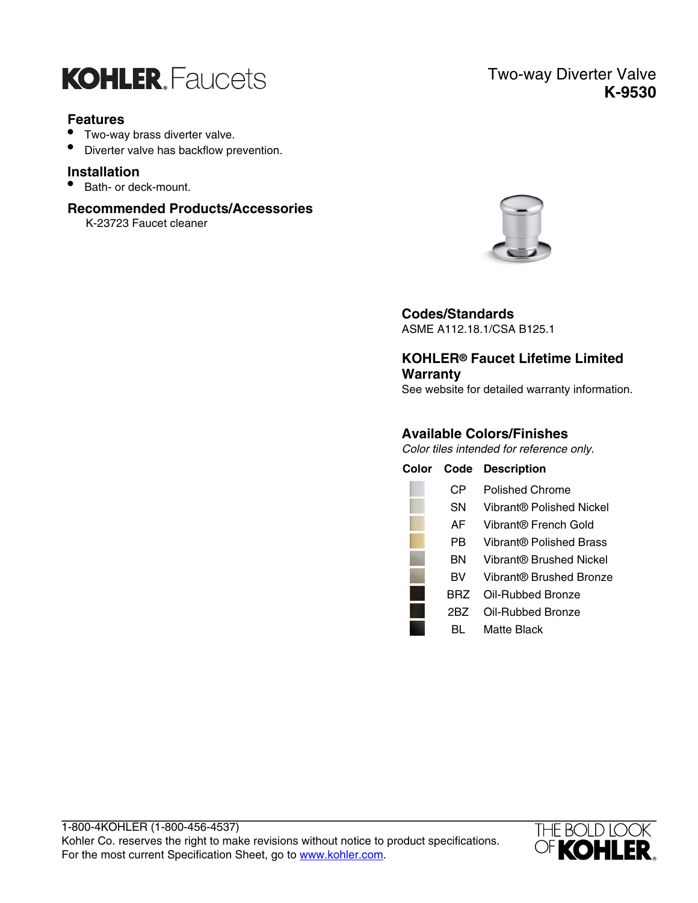# KOHLER. Faucets

## Two-way Diverter Valve
## K-9530

### Features

- Two-way brass diverter valve.
- Diverter valve has backflow prevention.

### Installation

- Bath- or deck-mount.

### Recommended Products/Accessories

K-23723 Faucet cleaner

### Codes/Standards

ASME A112.18.1/CSA B125.1

### KOHLER® Faucet Lifetime Limited Warranty

See website for detailed warranty information.

### Available Colors/Finishes

*Color tiles intended for reference only.*

| Color | Code | Description |
|---|---|---|
| | CP | Polished Chrome |
| | SN | Vibrant® Polished Nickel |
| | AF | Vibrant® French Gold |
| | PB | Vibrant® Polished Brass |
| | BN | Vibrant® Brushed Nickel |
| | BV | Vibrant® Brushed Bronze |
| | BRZ | Oil-Rubbed Bronze |
| | 2BZ | Oil-Rubbed Bronze |
| | BL | Matte Black |

1-800-4KOHLER (1-800-456-4537)
Kohler Co. reserves the right to make revisions without notice to product specifications.
For the most current Specification Sheet, go to www.kohler.com.

THE BOLD LOOK OF KOHLER.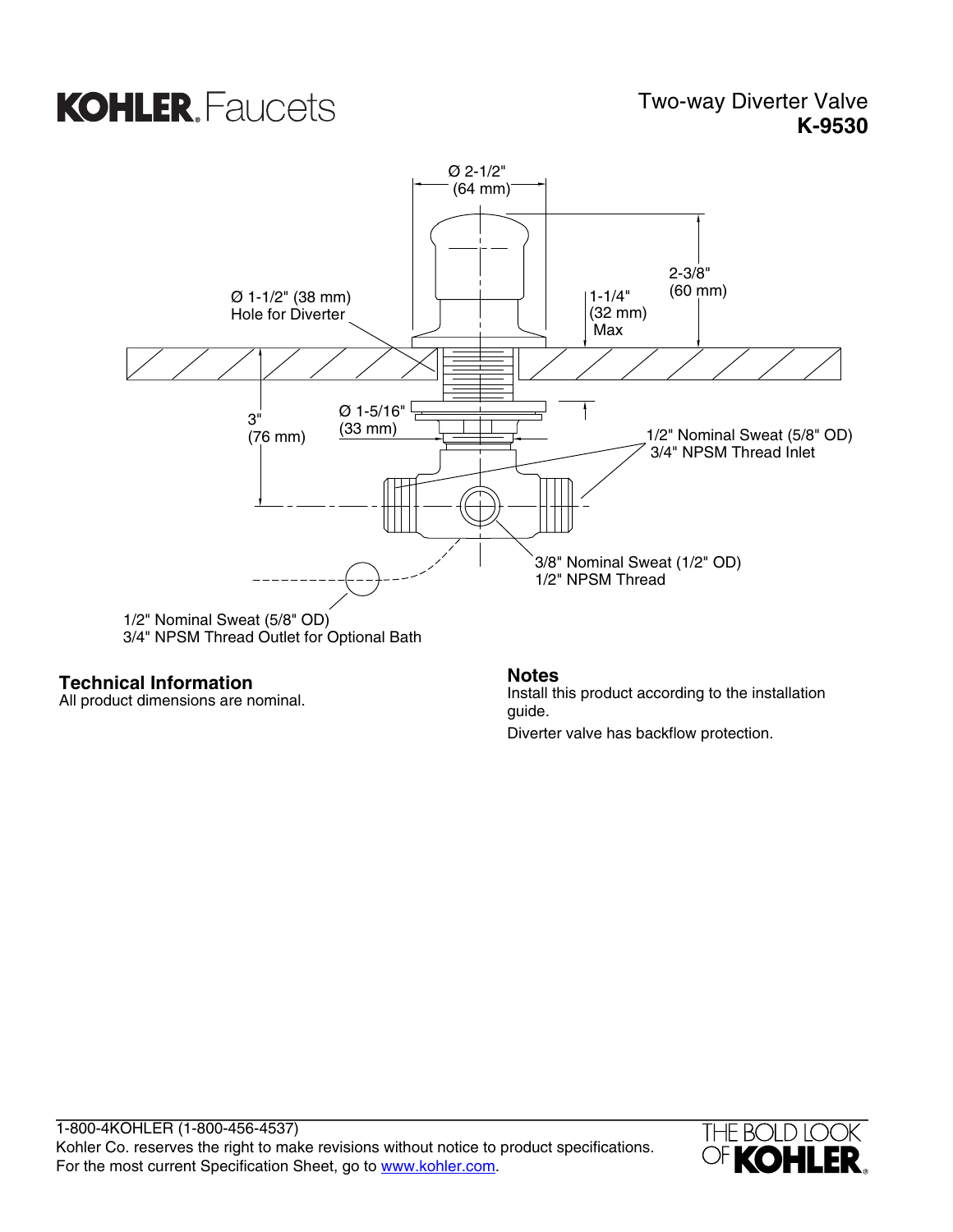# KOHLER. Faucets

## Two-way Diverter Valve
## K-9530

Ø 2-1/2"
(64 mm)

2-3/8"
(60 mm)

Ø 1-1/2" (38 mm)
Hole for Diverter

1-1/4"
(32 mm)
Max

3"
(76 mm)

Ø 1-5/16"
(33 mm)

1/2" Nominal Sweat (5/8" OD)
3/4" NPSM Thread Inlet

3/8" Nominal Sweat (1/2" OD)
1/2" NPSM Thread

1/2" Nominal Sweat (5/8" OD)
3/4" NPSM Thread Outlet for Optional Bath

### Technical Information

All product dimensions are nominal.

### Notes

Install this product according to the installation guide.

Diverter valve has backflow protection.

1-800-4KOHLER (1-800-456-4537)
Kohler Co. reserves the right to make revisions without notice to product specifications.
For the most current Specification Sheet, go to www.kohler.com.